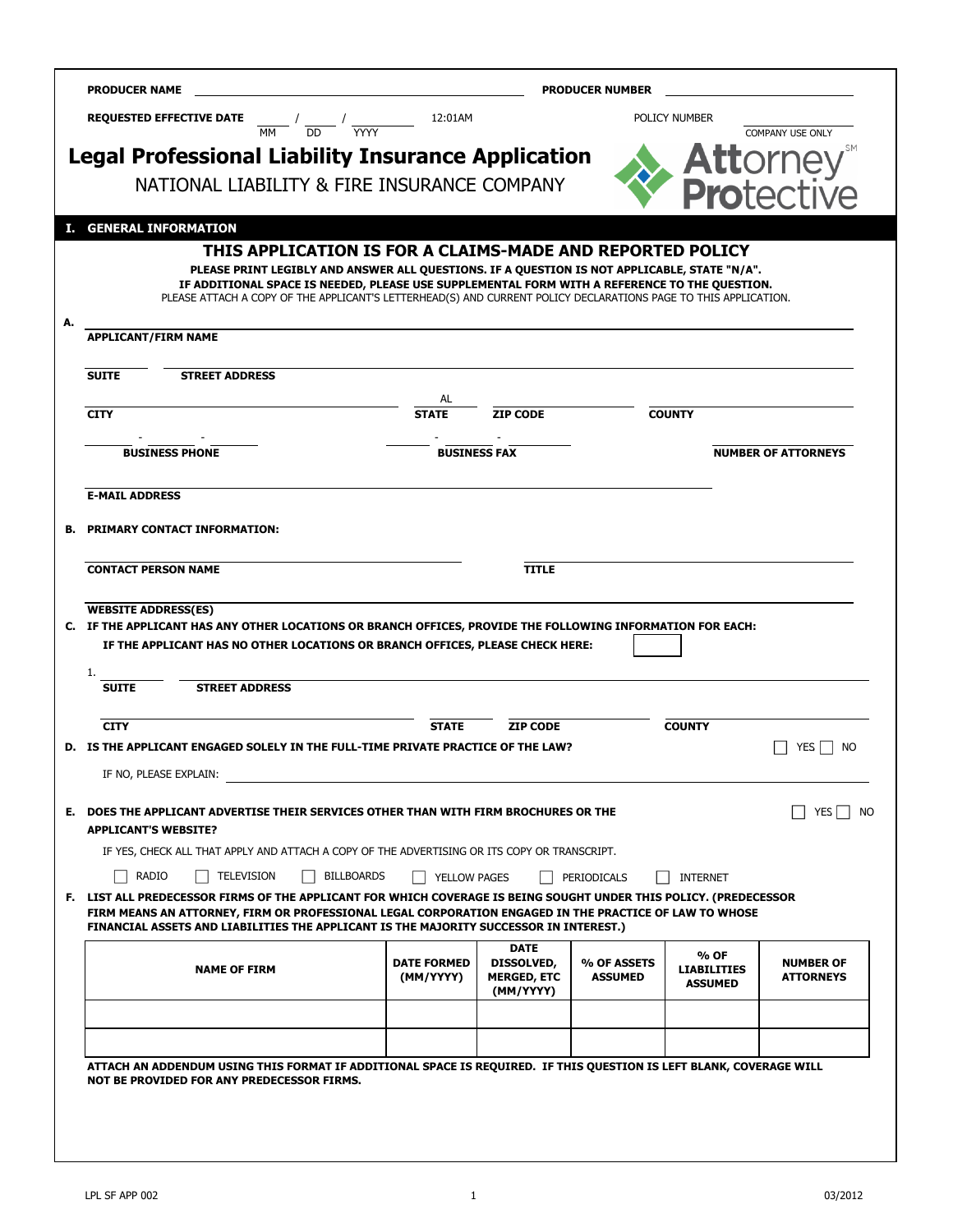**PRODUCER NAME** \_\_\_\_\_\_\_\_\_\_\_\_\_\_\_\_\_\_\_\_ **PRODUCER NUMBER** \_\_\_\_\_\_\_\_\_\_\_\_\_\_\_\_\_\_\_\_

**REQUESTED EFFECTIVE DATE** \_\_\_\_ / \_\_\_\_ / \_\_\_\_\_\_ 12:01AM (MM / DD / YYYY)    POLICY NUMBER \_\_\_\_\_\_\_\_\_\_\_\_ COMPANY USE ONLY

# Legal Professional Liability Insurance Application

NATIONAL LIABILITY & FIRE INSURANCE COMPANY

Attorney Protective[SM]

## I. GENERAL INFORMATION

### THIS APPLICATION IS FOR A CLAIMS-MADE AND REPORTED POLICY

**PLEASE PRINT LEGIBLY AND ANSWER ALL QUESTIONS. IF A QUESTION IS NOT APPLICABLE, STATE "N/A".**
**IF ADDITIONAL SPACE IS NEEDED, PLEASE USE SUPPLEMENTAL FORM WITH A REFERENCE TO THE QUESTION.**
PLEASE ATTACH A COPY OF THE APPLICANT'S LETTERHEAD(S) AND CURRENT POLICY DECLARATIONS PAGE TO THIS APPLICATION.

**A.** \_\_\_\_\_\_\_\_\_\_\_\_\_\_\_\_\_\_\_\_\_\_\_\_\_\_\_\_\_\_\_\_\_\_\_\_\_\_\_\_
**APPLICANT/FIRM NAME**

\_\_\_\_\_\_\_\_ \_\_\_\_\_\_\_\_\_\_\_\_\_\_\_\_\_\_\_\_\_\_\_\_\_\_\_\_\_\_\_\_
**SUITE** **STREET ADDRESS**

\_\_\_\_\_\_\_\_\_\_\_\_\_\_\_\_\_\_ AL \_\_\_\_\_\_\_\_\_\_ \_\_\_\_\_\_\_\_\_\_\_\_
**CITY** **STATE** **ZIP CODE** **COUNTY**

\_\_\_\_ - \_\_\_\_ - \_\_\_\_ \_\_\_\_ - \_\_\_\_ - \_\_\_\_ \_\_\_\_\_\_\_\_
**BUSINESS PHONE** **BUSINESS FAX** **NUMBER OF ATTORNEYS**

\_\_\_\_\_\_\_\_\_\_\_\_\_\_\_\_\_\_\_\_\_\_\_\_\_\_\_\_\_\_\_\_\_\_\_\_\_\_\_\_
**E-MAIL ADDRESS**

**B. PRIMARY CONTACT INFORMATION:**

\_\_\_\_\_\_\_\_\_\_\_\_\_\_\_\_\_\_\_\_\_\_\_\_ \_\_\_\_\_\_\_\_\_\_\_\_\_\_\_\_\_\_\_\_
**CONTACT PERSON NAME** **TITLE**

\_\_\_\_\_\_\_\_\_\_\_\_\_\_\_\_\_\_\_\_\_\_\_\_\_\_\_\_\_\_\_\_\_\_\_\_\_\_\_\_
**WEBSITE ADDRESS(ES)**

**C. IF THE APPLICANT HAS ANY OTHER LOCATIONS OR BRANCH OFFICES, PROVIDE THE FOLLOWING INFORMATION FOR EACH:**
**IF THE APPLICANT HAS NO OTHER LOCATIONS OR BRANCH OFFICES, PLEASE CHECK HERE:** ☐

1. \_\_\_\_\_\_\_\_ \_\_\_\_\_\_\_\_\_\_\_\_\_\_\_\_\_\_\_\_\_\_\_\_\_\_\_\_\_\_\_\_
**SUITE** **STREET ADDRESS**

\_\_\_\_\_\_\_\_\_\_\_\_\_\_\_\_\_\_ \_\_\_\_\_\_\_\_ \_\_\_\_\_\_\_\_\_\_ \_\_\_\_\_\_\_\_\_\_\_\_
**CITY** **STATE** **ZIP CODE** **COUNTY**

**D. IS THE APPLICANT ENGAGED SOLELY IN THE FULL-TIME PRIVATE PRACTICE OF THE LAW?** ☐ YES ☐ NO

IF NO, PLEASE EXPLAIN: \_\_\_\_\_\_\_\_\_\_\_\_\_\_\_\_\_\_\_\_\_\_\_\_\_\_\_\_\_\_\_\_\_\_\_\_\_\_\_\_

**E. DOES THE APPLICANT ADVERTISE THEIR SERVICES OTHER THAN WITH FIRM BROCHURES OR THE APPLICANT'S WEBSITE?** ☐ YES ☐ NO

IF YES, CHECK ALL THAT APPLY AND ATTACH A COPY OF THE ADVERTISING OR ITS COPY OR TRANSCRIPT.

☐ RADIO ☐ TELEVISION ☐ BILLBOARDS ☐ YELLOW PAGES ☐ PERIODICALS ☐ INTERNET

**F. LIST ALL PREDECESSOR FIRMS OF THE APPLICANT FOR WHICH COVERAGE IS BEING SOUGHT UNDER THIS POLICY. (PREDECESSOR FIRM MEANS AN ATTORNEY, FIRM OR PROFESSIONAL LEGAL CORPORATION ENGAGED IN THE PRACTICE OF LAW TO WHOSE FINANCIAL ASSETS AND LIABILITIES THE APPLICANT IS THE MAJORITY SUCCESSOR IN INTEREST.)**

| NAME OF FIRM | DATE FORMED (MM/YYYY) | DATE DISSOLVED, MERGED, ETC (MM/YYYY) | % OF ASSETS ASSUMED | % OF LIABILITIES ASSUMED | NUMBER OF ATTORNEYS |
|---|---|---|---|---|---|
| | | | | | |
| | | | | | |

**ATTACH AN ADDENDUM USING THIS FORMAT IF ADDITIONAL SPACE IS REQUIRED. IF THIS QUESTION IS LEFT BLANK, COVERAGE WILL NOT BE PROVIDED FOR ANY PREDECESSOR FIRMS.**

LPL SF APP 002 03/2012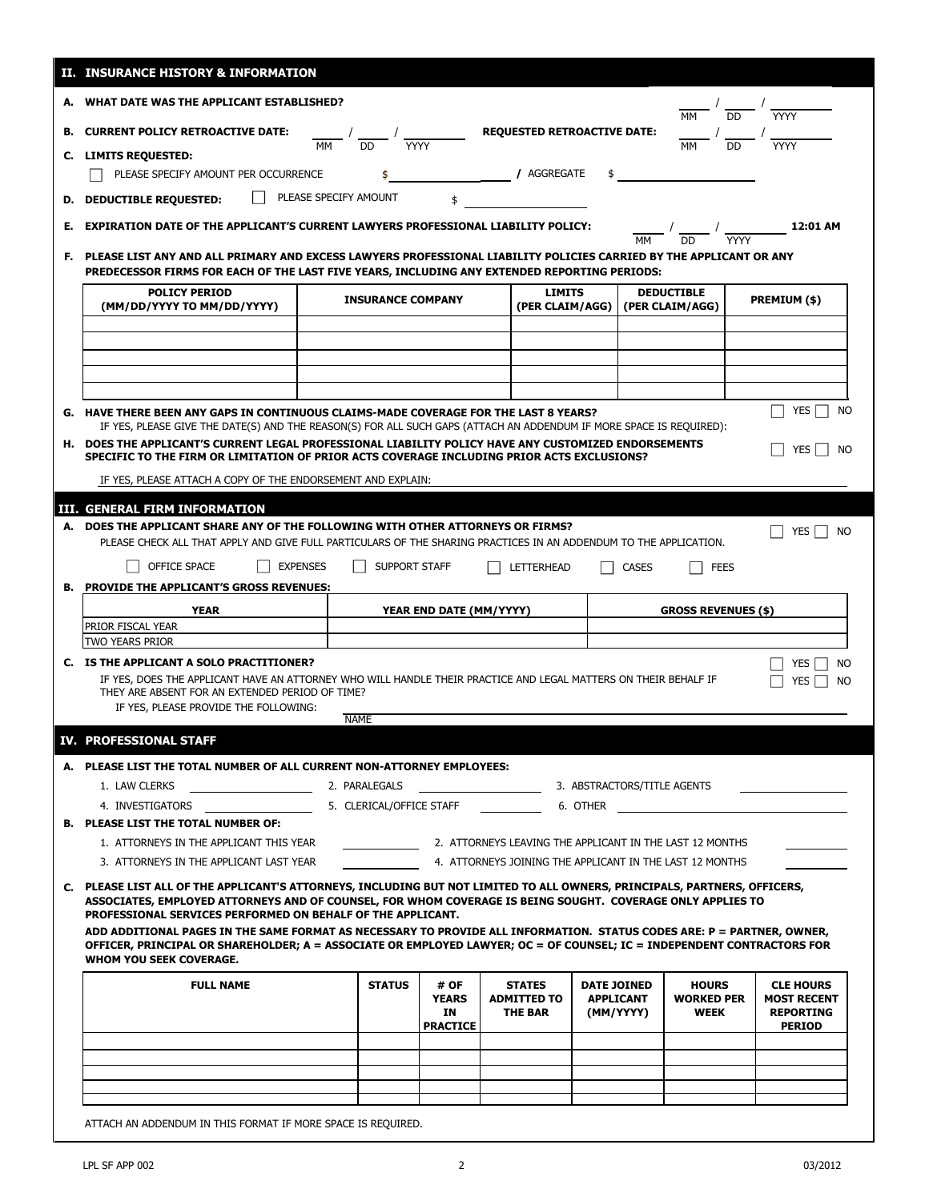## II. INSURANCE HISTORY & INFORMATION

**A. WHAT DATE WAS THE APPLICANT ESTABLISHED?** ____ / ____ / ________ (MM DD YYYY)

**B. CURRENT POLICY RETROACTIVE DATE:** ____ / ____ / ________ (MM DD YYYY) **REQUESTED RETROACTIVE DATE:** ____ / ____ / ________ (MM DD YYYY)

**C. LIMITS REQUESTED:**

☐ PLEASE SPECIFY AMOUNT PER OCCURRENCE $________ / AGGREGATE $________

**D. DEDUCTIBLE REQUESTED:** ☐ PLEASE SPECIFY AMOUNT $________

**E. EXPIRATION DATE OF THE APPLICANT'S CURRENT LAWYERS PROFESSIONAL LIABILITY POLICY:** ____ / ____ / ________ (MM DD YYYY) 12:01 AM

**F. PLEASE LIST ANY AND ALL PRIMARY AND EXCESS LAWYERS PROFESSIONAL LIABILITY POLICIES CARRIED BY THE APPLICANT OR ANY PREDECESSOR FIRMS FOR EACH OF THE LAST FIVE YEARS, INCLUDING ANY EXTENDED REPORTING PERIODS:**

| POLICY PERIOD (MM/DD/YYYY TO MM/DD/YYYY) | INSURANCE COMPANY | LIMITS (PER CLAIM/AGG) | DEDUCTIBLE (PER CLAIM/AGG) | PREMIUM ($) |
|---|---|---|---|---|
| | | | | |
| | | | | |
| | | | | |
| | | | | |
| | | | | |

**G. HAVE THERE BEEN ANY GAPS IN CONTINUOUS CLAIMS-MADE COVERAGE FOR THE LAST 8 YEARS?** ☐ YES ☐ NO

IF YES, PLEASE GIVE THE DATE(S) AND THE REASON(S) FOR ALL SUCH GAPS (ATTACH AN ADDENDUM IF MORE SPACE IS REQUIRED):

**H. DOES THE APPLICANT'S CURRENT LEGAL PROFESSIONAL LIABILITY POLICY HAVE ANY CUSTOMIZED ENDORSEMENTS SPECIFIC TO THE FIRM OR LIMITATION OF PRIOR ACTS COVERAGE INCLUDING PRIOR ACTS EXCLUSIONS?** ☐ YES ☐ NO

IF YES, PLEASE ATTACH A COPY OF THE ENDORSEMENT AND EXPLAIN: ________

## III. GENERAL FIRM INFORMATION

**A. DOES THE APPLICANT SHARE ANY OF THE FOLLOWING WITH OTHER ATTORNEYS OR FIRMS?** ☐ YES ☐ NO

PLEASE CHECK ALL THAT APPLY AND GIVE FULL PARTICULARS OF THE SHARING PRACTICES IN AN ADDENDUM TO THE APPLICATION.

☐ OFFICE SPACE ☐ EXPENSES ☐ SUPPORT STAFF ☐ LETTERHEAD ☐ CASES ☐ FEES

**B. PROVIDE THE APPLICANT'S GROSS REVENUES:**

| YEAR | YEAR END DATE (MM/YYYY) | GROSS REVENUES ($) |
|---|---|---|
| PRIOR FISCAL YEAR | | |
| TWO YEARS PRIOR | | |

**C. IS THE APPLICANT A SOLO PRACTITIONER?** ☐ YES ☐ NO

IF YES, DOES THE APPLICANT HAVE AN ATTORNEY WHO WILL HANDLE THEIR PRACTICE AND LEGAL MATTERS ON THEIR BEHALF IF THEY ARE ABSENT FOR AN EXTENDED PERIOD OF TIME? ☐ YES ☐ NO

IF YES, PLEASE PROVIDE THE FOLLOWING: ________ (NAME)

## IV. PROFESSIONAL STAFF

**A. PLEASE LIST THE TOTAL NUMBER OF ALL CURRENT NON-ATTORNEY EMPLOYEES:**

1. LAW CLERKS ________ 2. PARALEGALS ________ 3. ABSTRACTORS/TITLE AGENTS ________
4. INVESTIGATORS ________ 5. CLERICAL/OFFICE STAFF ________ 6. OTHER ________

**B. PLEASE LIST THE TOTAL NUMBER OF:**

1. ATTORNEYS IN THE APPLICANT THIS YEAR ________ 2. ATTORNEYS LEAVING THE APPLICANT IN THE LAST 12 MONTHS ________
3. ATTORNEYS IN THE APPLICANT LAST YEAR ________ 4. ATTORNEYS JOINING THE APPLICANT IN THE LAST 12 MONTHS ________

**C. PLEASE LIST ALL OF THE APPLICANT'S ATTORNEYS, INCLUDING BUT NOT LIMITED TO ALL OWNERS, PRINCIPALS, PARTNERS, OFFICERS, ASSOCIATES, EMPLOYED ATTORNEYS AND OF COUNSEL, FOR WHOM COVERAGE IS BEING SOUGHT. COVERAGE ONLY APPLIES TO PROFESSIONAL SERVICES PERFORMED ON BEHALF OF THE APPLICANT.**

**ADD ADDITIONAL PAGES IN THE SAME FORMAT AS NECESSARY TO PROVIDE ALL INFORMATION. STATUS CODES ARE: P = PARTNER, OWNER, OFFICER, PRINCIPAL OR SHAREHOLDER; A = ASSOCIATE OR EMPLOYED LAWYER; OC = OF COUNSEL; IC = INDEPENDENT CONTRACTORS FOR WHOM YOU SEEK COVERAGE.**

| FULL NAME | STATUS | # OF YEARS IN PRACTICE | STATES ADMITTED TO THE BAR | DATE JOINED APPLICANT (MM/YYYY) | HOURS WORKED PER WEEK | CLE HOURS MOST RECENT REPORTING PERIOD |
|---|---|---|---|---|---|---|
| | | | | | | |
| | | | | | | |
| | | | | | | |
| | | | | | | |
| | | | | | | |

ATTACH AN ADDENDUM IN THIS FORMAT IF MORE SPACE IS REQUIRED.

LPL SF APP 002 03/2012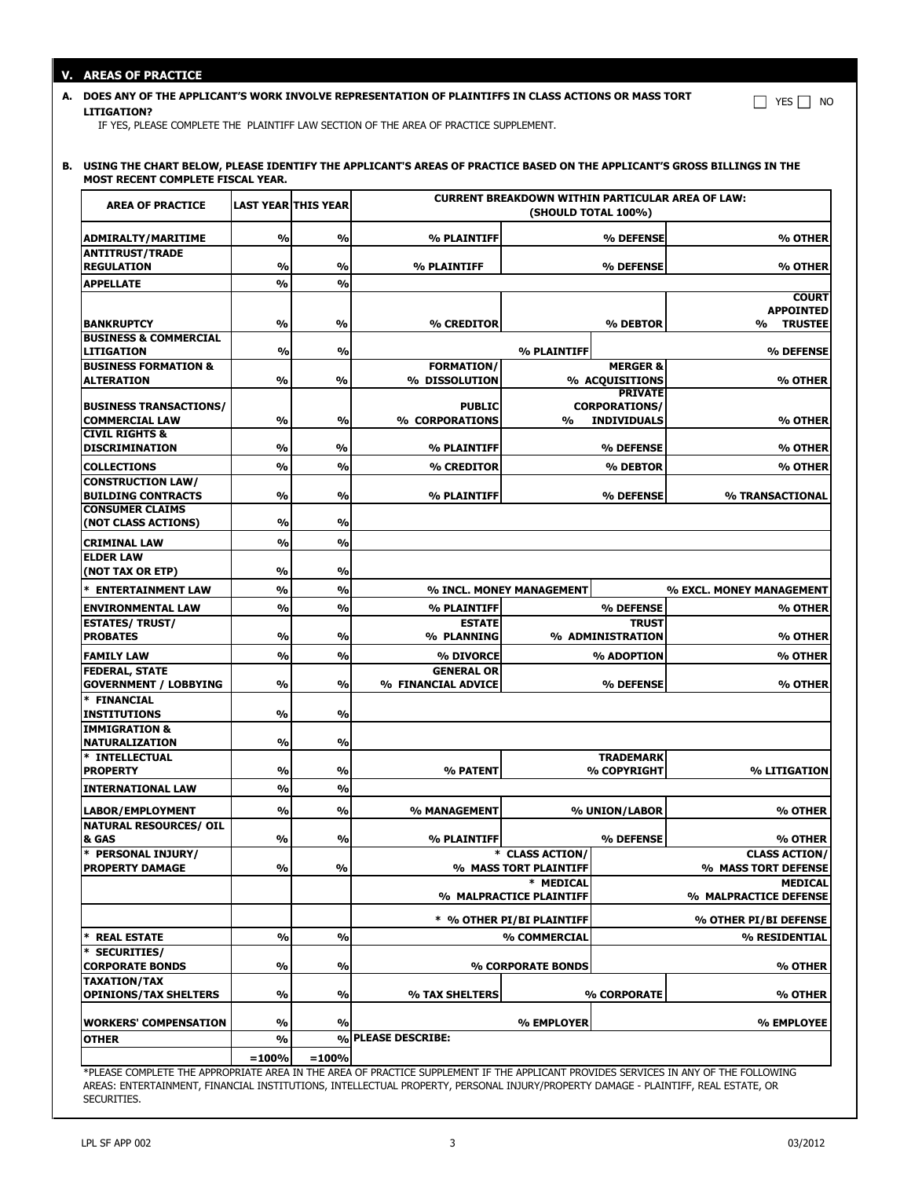## V. AREAS OF PRACTICE

**A. DOES ANY OF THE APPLICANT'S WORK INVOLVE REPRESENTATION OF PLAINTIFFS IN CLASS ACTIONS OR MASS TORT LITIGATION?** ☐ YES ☐ NO

IF YES, PLEASE COMPLETE THE PLAINTIFF LAW SECTION OF THE AREA OF PRACTICE SUPPLEMENT.

**B. USING THE CHART BELOW, PLEASE IDENTIFY THE APPLICANT'S AREAS OF PRACTICE BASED ON THE APPLICANT'S GROSS BILLINGS IN THE MOST RECENT COMPLETE FISCAL YEAR.**

| AREA OF PRACTICE | LAST YEAR | THIS YEAR | CURRENT BREAKDOWN WITHIN PARTICULAR AREA OF LAW: (SHOULD TOTAL 100%) | | |
|---|---|---|---|---|---|
| ADMIRALTY/MARITIME | % | % | % PLAINTIFF | % DEFENSE | % OTHER |
| ANTITRUST/TRADE REGULATION | % | % | % PLAINTIFF | % DEFENSE | % OTHER |
| APPELLATE | % | % | | | |
| BANKRUPTCY | % | % | % CREDITOR | % DEBTOR | % COURT APPOINTED TRUSTEE |
| BUSINESS & COMMERCIAL LITIGATION | % | % | % PLAINTIFF | | % DEFENSE |
| BUSINESS FORMATION & ALTERATION | % | % | % FORMATION/ DISSOLUTION | % MERGER & ACQUISITIONS | % OTHER |
| BUSINESS TRANSACTIONS/ COMMERCIAL LAW | % | % | % PUBLIC CORPORATIONS | % PRIVATE CORPORATIONS/ INDIVIDUALS | % OTHER |
| CIVIL RIGHTS & DISCRIMINATION | % | % | % PLAINTIFF | % DEFENSE | % OTHER |
| COLLECTIONS | % | % | % CREDITOR | % DEBTOR | % OTHER |
| CONSTRUCTION LAW/ BUILDING CONTRACTS | % | % | % PLAINTIFF | % DEFENSE | % TRANSACTIONAL |
| CONSUMER CLAIMS (NOT CLASS ACTIONS) | % | % | | | |
| CRIMINAL LAW | % | % | | | |
| ELDER LAW (NOT TAX OR ETP) | % | % | | | |
| * ENTERTAINMENT LAW | % | % | % INCL. MONEY MANAGEMENT | | % EXCL. MONEY MANAGEMENT |
| ENVIRONMENTAL LAW | % | % | % PLAINTIFF | % DEFENSE | % OTHER |
| ESTATES/ TRUST/ PROBATES | % | % | % ESTATE PLANNING | % TRUST ADMINISTRATION | % OTHER |
| FAMILY LAW | % | % | % DIVORCE | % ADOPTION | % OTHER |
| FEDERAL, STATE GOVERNMENT / LOBBYING | % | % | % GENERAL OR FINANCIAL ADVICE | % DEFENSE | % OTHER |
| * FINANCIAL INSTITUTIONS | % | % | | | |
| IMMIGRATION & NATURALIZATION | % | % | | | |
| * INTELLECTUAL PROPERTY | % | % | % PATENT | % TRADEMARK COPYRIGHT | % LITIGATION |
| INTERNATIONAL LAW | % | % | | | |
| LABOR/EMPLOYMENT | % | % | % MANAGEMENT | % UNION/LABOR | % OTHER |
| NATURAL RESOURCES/ OIL & GAS | % | % | % PLAINTIFF | % DEFENSE | % OTHER |
| * PERSONAL INJURY/ PROPERTY DAMAGE | % | % | * % CLASS ACTION/ MASS TORT PLAINTIFF | | % CLASS ACTION/ MASS TORT DEFENSE |
| | | | * % MEDICAL MALPRACTICE PLAINTIFF | | % MEDICAL MALPRACTICE DEFENSE |
| | | | * % OTHER PI/BI PLAINTIFF | | % OTHER PI/BI DEFENSE |
| * REAL ESTATE | % | % | % COMMERCIAL | | % RESIDENTIAL |
| * SECURITIES/ CORPORATE BONDS | % | % | % CORPORATE BONDS | | % OTHER |
| TAXATION/TAX OPINIONS/TAX SHELTERS | % | % | % TAX SHELTERS | % CORPORATE | % OTHER |
| WORKERS' COMPENSATION | % | % | % EMPLOYER | | % EMPLOYEE |
| OTHER | % | % | PLEASE DESCRIBE: | | |
| | =100% | =100% | | | |

*PLEASE COMPLETE THE APPROPRIATE AREA IN THE AREA OF PRACTICE SUPPLEMENT IF THE APPLICANT PROVIDES SERVICES IN ANY OF THE FOLLOWING AREAS: ENTERTAINMENT, FINANCIAL INSTITUTIONS, INTELLECTUAL PROPERTY, PERSONAL INJURY/PROPERTY DAMAGE - PLAINTIFF, REAL ESTATE, OR SECURITIES.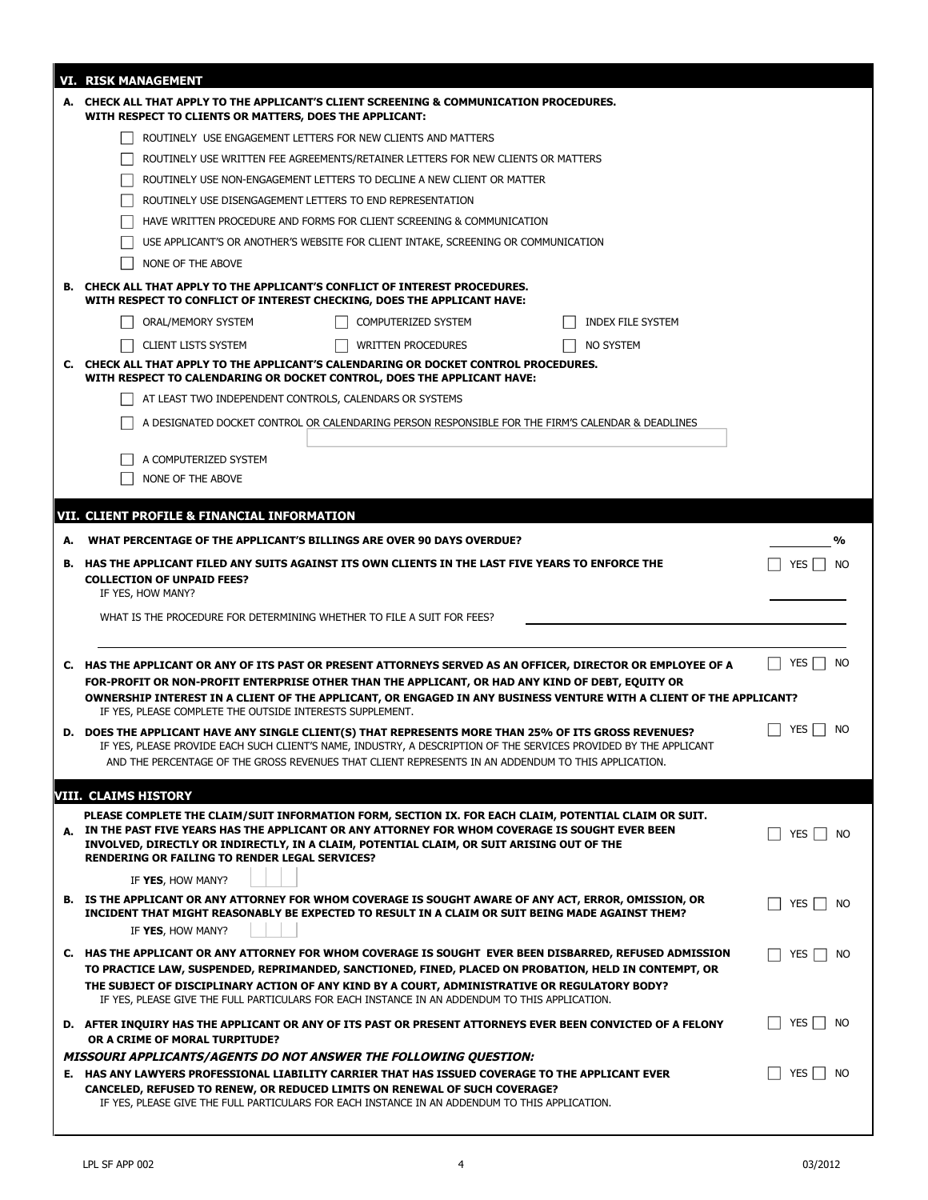## VI. RISK MANAGEMENT

**A. CHECK ALL THAT APPLY TO THE APPLICANT'S CLIENT SCREENING & COMMUNICATION PROCEDURES. WITH RESPECT TO CLIENTS OR MATTERS, DOES THE APPLICANT:**

- ☐ ROUTINELY USE ENGAGEMENT LETTERS FOR NEW CLIENTS AND MATTERS
- ☐ ROUTINELY USE WRITTEN FEE AGREEMENTS/RETAINER LETTERS FOR NEW CLIENTS OR MATTERS
- ☐ ROUTINELY USE NON-ENGAGEMENT LETTERS TO DECLINE A NEW CLIENT OR MATTER
- ☐ ROUTINELY USE DISENGAGEMENT LETTERS TO END REPRESENTATION
- ☐ HAVE WRITTEN PROCEDURE AND FORMS FOR CLIENT SCREENING & COMMUNICATION
- ☐ USE APPLICANT'S OR ANOTHER'S WEBSITE FOR CLIENT INTAKE, SCREENING OR COMMUNICATION
- ☐ NONE OF THE ABOVE

**B. CHECK ALL THAT APPLY TO THE APPLICANT'S CONFLICT OF INTEREST PROCEDURES. WITH RESPECT TO CONFLICT OF INTEREST CHECKING, DOES THE APPLICANT HAVE:**

- ☐ ORAL/MEMORY SYSTEM
- ☐ COMPUTERIZED SYSTEM
- ☐ INDEX FILE SYSTEM
- ☐ CLIENT LISTS SYSTEM
- ☐ WRITTEN PROCEDURES
- ☐ NO SYSTEM

**C. CHECK ALL THAT APPLY TO THE APPLICANT'S CALENDARING OR DOCKET CONTROL PROCEDURES. WITH RESPECT TO CALENDARING OR DOCKET CONTROL, DOES THE APPLICANT HAVE:**

- ☐ AT LEAST TWO INDEPENDENT CONTROLS, CALENDARS OR SYSTEMS
- ☐ A DESIGNATED DOCKET CONTROL OR CALENDARING PERSON RESPONSIBLE FOR THE FIRM'S CALENDAR & DEADLINES ____________
- ☐ A COMPUTERIZED SYSTEM
- ☐ NONE OF THE ABOVE

## VII. CLIENT PROFILE & FINANCIAL INFORMATION

**A. WHAT PERCENTAGE OF THE APPLICANT'S BILLINGS ARE OVER 90 DAYS OVERDUE?** ________ %

**B. HAS THE APPLICANT FILED ANY SUITS AGAINST ITS OWN CLIENTS IN THE LAST FIVE YEARS TO ENFORCE THE COLLECTION OF UNPAID FEES?** ☐ YES ☐ NO

IF YES, HOW MANY? ________

WHAT IS THE PROCEDURE FOR DETERMINING WHETHER TO FILE A SUIT FOR FEES? ________________________________

**C. HAS THE APPLICANT OR ANY OF ITS PAST OR PRESENT ATTORNEYS SERVED AS AN OFFICER, DIRECTOR OR EMPLOYEE OF A FOR-PROFIT OR NON-PROFIT ENTERPRISE OTHER THAN THE APPLICANT, OR HAD ANY KIND OF DEBT, EQUITY OR OWNERSHIP INTEREST IN A CLIENT OF THE APPLICANT, OR ENGAGED IN ANY BUSINESS VENTURE WITH A CLIENT OF THE APPLICANT?** ☐ YES ☐ NO

IF YES, PLEASE COMPLETE THE OUTSIDE INTERESTS SUPPLEMENT.

**D. DOES THE APPLICANT HAVE ANY SINGLE CLIENT(S) THAT REPRESENTS MORE THAN 25% OF ITS GROSS REVENUES?** ☐ YES ☐ NO

IF YES, PLEASE PROVIDE EACH SUCH CLIENT'S NAME, INDUSTRY, A DESCRIPTION OF THE SERVICES PROVIDED BY THE APPLICANT AND THE PERCENTAGE OF THE GROSS REVENUES THAT CLIENT REPRESENTS IN AN ADDENDUM TO THIS APPLICATION.

## VIII. CLAIMS HISTORY

**PLEASE COMPLETE THE CLAIM/SUIT INFORMATION FORM, SECTION IX. FOR EACH CLAIM, POTENTIAL CLAIM OR SUIT.**

**A. IN THE PAST FIVE YEARS HAS THE APPLICANT OR ANY ATTORNEY FOR WHOM COVERAGE IS SOUGHT EVER BEEN INVOLVED, DIRECTLY OR INDIRECTLY, IN A CLAIM, POTENTIAL CLAIM, OR SUIT ARISING OUT OF THE RENDERING OR FAILING TO RENDER LEGAL SERVICES?** ☐ YES ☐ NO

IF **YES**, HOW MANY? ____

**B. IS THE APPLICANT OR ANY ATTORNEY FOR WHOM COVERAGE IS SOUGHT AWARE OF ANY ACT, ERROR, OMISSION, OR INCIDENT THAT MIGHT REASONABLY BE EXPECTED TO RESULT IN A CLAIM OR SUIT BEING MADE AGAINST THEM?** ☐ YES ☐ NO

IF **YES**, HOW MANY? ____

**C. HAS THE APPLICANT OR ANY ATTORNEY FOR WHOM COVERAGE IS SOUGHT EVER BEEN DISBARRED, REFUSED ADMISSION TO PRACTICE LAW, SUSPENDED, REPRIMANDED, SANCTIONED, FINED, PLACED ON PROBATION, HELD IN CONTEMPT, OR THE SUBJECT OF DISCIPLINARY ACTION OF ANY KIND BY A COURT, ADMINISTRATIVE OR REGULATORY BODY?** ☐ YES ☐ NO

IF YES, PLEASE GIVE THE FULL PARTICULARS FOR EACH INSTANCE IN AN ADDENDUM TO THIS APPLICATION.

**D. AFTER INQUIRY HAS THE APPLICANT OR ANY OF ITS PAST OR PRESENT ATTORNEYS EVER BEEN CONVICTED OF A FELONY OR A CRIME OF MORAL TURPITUDE?** ☐ YES ☐ NO

***MISSOURI APPLICANTS/AGENTS DO NOT ANSWER THE FOLLOWING QUESTION:***

**E. HAS ANY LAWYERS PROFESSIONAL LIABILITY CARRIER THAT HAS ISSUED COVERAGE TO THE APPLICANT EVER CANCELED, REFUSED TO RENEW, OR REDUCED LIMITS ON RENEWAL OF SUCH COVERAGE?** ☐ YES ☐ NO

IF YES, PLEASE GIVE THE FULL PARTICULARS FOR EACH INSTANCE IN AN ADDENDUM TO THIS APPLICATION.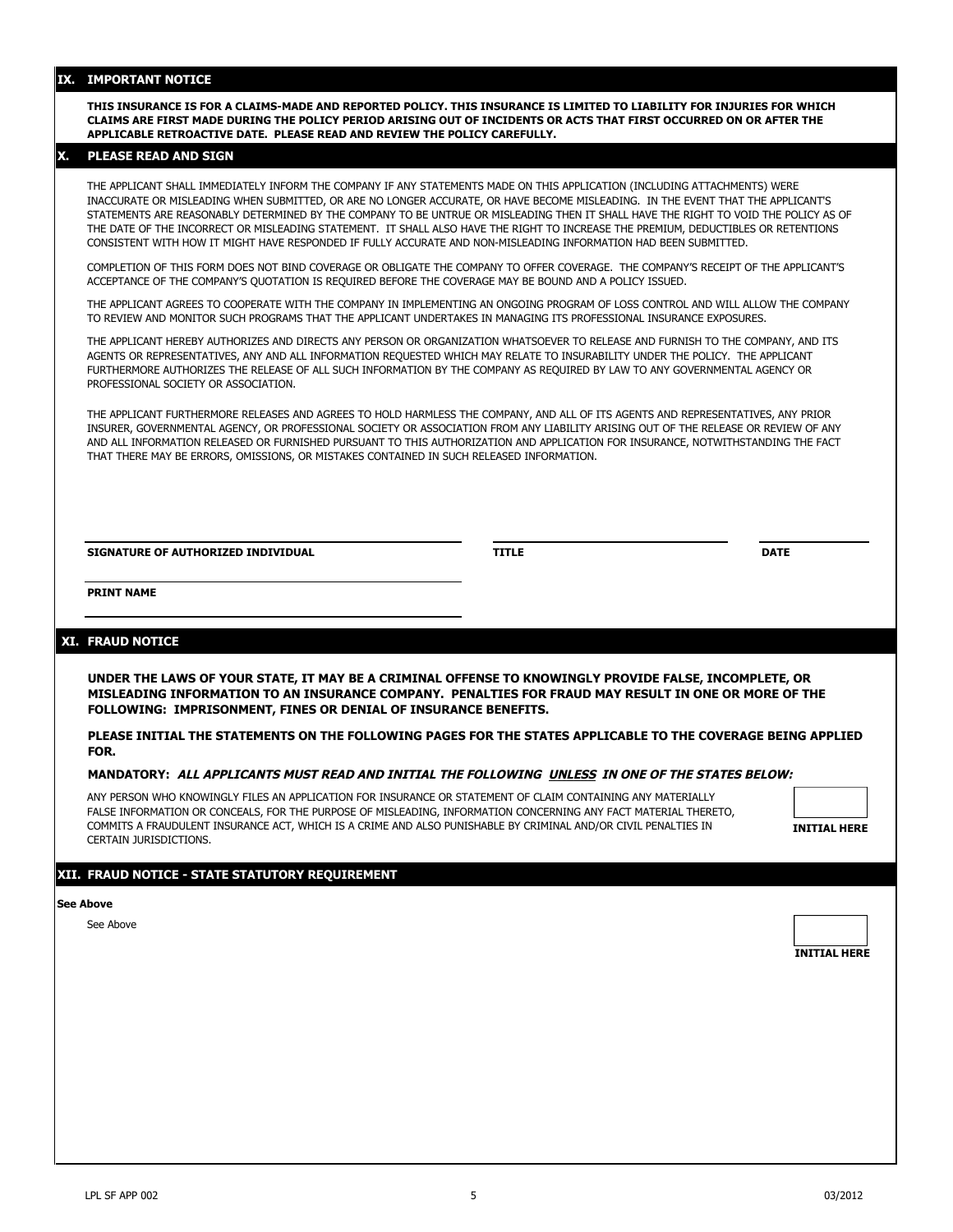## IX. IMPORTANT NOTICE

**THIS INSURANCE IS FOR A CLAIMS-MADE AND REPORTED POLICY. THIS INSURANCE IS LIMITED TO LIABILITY FOR INJURIES FOR WHICH CLAIMS ARE FIRST MADE DURING THE POLICY PERIOD ARISING OUT OF INCIDENTS OR ACTS THAT FIRST OCCURRED ON OR AFTER THE APPLICABLE RETROACTIVE DATE. PLEASE READ AND REVIEW THE POLICY CAREFULLY.**

## X. PLEASE READ AND SIGN

THE APPLICANT SHALL IMMEDIATELY INFORM THE COMPANY IF ANY STATEMENTS MADE ON THIS APPLICATION (INCLUDING ATTACHMENTS) WERE INACCURATE OR MISLEADING WHEN SUBMITTED, OR ARE NO LONGER ACCURATE, OR HAVE BECOME MISLEADING. IN THE EVENT THAT THE APPLICANT'S STATEMENTS ARE REASONABLY DETERMINED BY THE COMPANY TO BE UNTRUE OR MISLEADING THEN IT SHALL HAVE THE RIGHT TO VOID THE POLICY AS OF THE DATE OF THE INCORRECT OR MISLEADING STATEMENT. IT SHALL ALSO HAVE THE RIGHT TO INCREASE THE PREMIUM, DEDUCTIBLES OR RETENTIONS CONSISTENT WITH HOW IT MIGHT HAVE RESPONDED IF FULLY ACCURATE AND NON-MISLEADING INFORMATION HAD BEEN SUBMITTED.

COMPLETION OF THIS FORM DOES NOT BIND COVERAGE OR OBLIGATE THE COMPANY TO OFFER COVERAGE. THE COMPANY'S RECEIPT OF THE APPLICANT'S ACCEPTANCE OF THE COMPANY'S QUOTATION IS REQUIRED BEFORE THE COVERAGE MAY BE BOUND AND A POLICY ISSUED.

THE APPLICANT AGREES TO COOPERATE WITH THE COMPANY IN IMPLEMENTING AN ONGOING PROGRAM OF LOSS CONTROL AND WILL ALLOW THE COMPANY TO REVIEW AND MONITOR SUCH PROGRAMS THAT THE APPLICANT UNDERTAKES IN MANAGING ITS PROFESSIONAL INSURANCE EXPOSURES.

THE APPLICANT HEREBY AUTHORIZES AND DIRECTS ANY PERSON OR ORGANIZATION WHATSOEVER TO RELEASE AND FURNISH TO THE COMPANY, AND ITS AGENTS OR REPRESENTATIVES, ANY AND ALL INFORMATION REQUESTED WHICH MAY RELATE TO INSURABILITY UNDER THE POLICY. THE APPLICANT FURTHERMORE AUTHORIZES THE RELEASE OF ALL SUCH INFORMATION BY THE COMPANY AS REQUIRED BY LAW TO ANY GOVERNMENTAL AGENCY OR PROFESSIONAL SOCIETY OR ASSOCIATION.

THE APPLICANT FURTHERMORE RELEASES AND AGREES TO HOLD HARMLESS THE COMPANY, AND ALL OF ITS AGENTS AND REPRESENTATIVES, ANY PRIOR INSURER, GOVERNMENTAL AGENCY, OR PROFESSIONAL SOCIETY OR ASSOCIATION FROM ANY LIABILITY ARISING OUT OF THE RELEASE OR REVIEW OF ANY AND ALL INFORMATION RELEASED OR FURNISHED PURSUANT TO THIS AUTHORIZATION AND APPLICATION FOR INSURANCE, NOTWITHSTANDING THE FACT THAT THERE MAY BE ERRORS, OMISSIONS, OR MISTAKES CONTAINED IN SUCH RELEASED INFORMATION.

**SIGNATURE OF AUTHORIZED INDIVIDUAL** \_\_\_\_\_\_\_\_\_\_ **TITLE** \_\_\_\_\_\_\_\_\_\_ **DATE** \_\_\_\_\_\_\_\_\_\_

**PRINT NAME** \_\_\_\_\_\_\_\_\_\_

## XI. FRAUD NOTICE

**UNDER THE LAWS OF YOUR STATE, IT MAY BE A CRIMINAL OFFENSE TO KNOWINGLY PROVIDE FALSE, INCOMPLETE, OR MISLEADING INFORMATION TO AN INSURANCE COMPANY. PENALTIES FOR FRAUD MAY RESULT IN ONE OR MORE OF THE FOLLOWING: IMPRISONMENT, FINES OR DENIAL OF INSURANCE BENEFITS.**

**PLEASE INITIAL THE STATEMENTS ON THE FOLLOWING PAGES FOR THE STATES APPLICABLE TO THE COVERAGE BEING APPLIED FOR.**

**MANDATORY: *ALL APPLICANTS MUST READ AND INITIAL THE FOLLOWING UNLESS IN ONE OF THE STATES BELOW:***

ANY PERSON WHO KNOWINGLY FILES AN APPLICATION FOR INSURANCE OR STATEMENT OF CLAIM CONTAINING ANY MATERIALLY FALSE INFORMATION OR CONCEALS, FOR THE PURPOSE OF MISLEADING, INFORMATION CONCERNING ANY FACT MATERIAL THERETO, COMMITS A FRAUDULENT INSURANCE ACT, WHICH IS A CRIME AND ALSO PUNISHABLE BY CRIMINAL AND/OR CIVIL PENALTIES IN CERTAIN JURISDICTIONS.

**INITIAL HERE** \_\_\_\_\_\_\_\_\_\_

## XII. FRAUD NOTICE - STATE STATUTORY REQUIREMENT

**See Above**

See Above

**INITIAL HERE** \_\_\_\_\_\_\_\_\_\_

LPL SF APP 002 03/2012